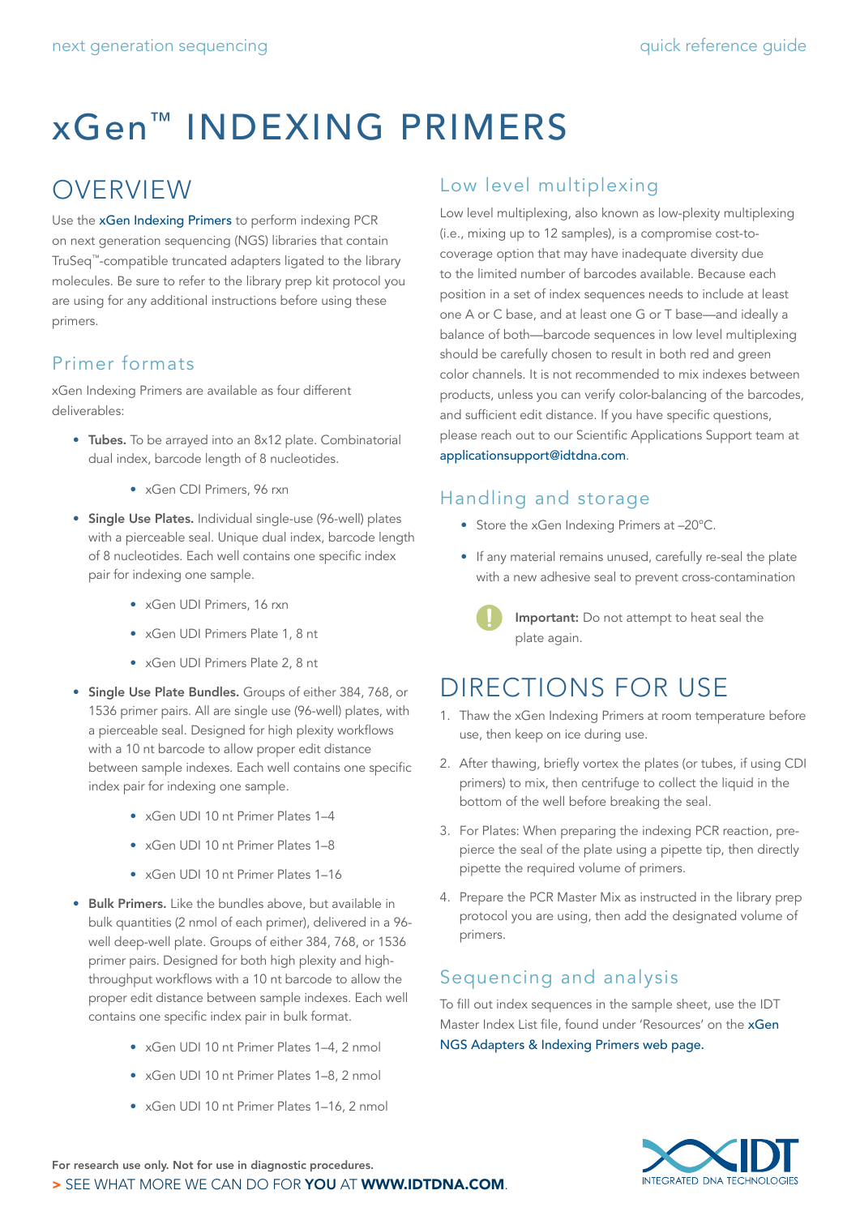# xGen™ INDEXING PRIMERS

## OVERVIEW

Use the xGen Indexing Primers to perform indexing PCR on next generation sequencing (NGS) libraries that contain TruSeq™-compatible truncated adapters ligated to the library molecules. Be sure to refer to the library prep kit protocol you are using for any additional instructions before using these primers.

### Primer formats

xGen Indexing Primers are available as four different deliverables:

- **Tubes.** To be arrayed into an 8x12 plate. Combinatorial dual index, barcode length of 8 nucleotides.
    - xGen CDI Primers, 96 rxn
- **Single Use Plates.** Individual single-use (96-well) plates with a pierceable seal. Unique dual index, barcode length of 8 nucleotides. Each well contains one specific index pair for indexing one sample.
    - xGen UDI Primers, 16 rxn
    - xGen UDI Primers Plate 1, 8 nt
    - xGen UDI Primers Plate 2, 8 nt
- **Single Use Plate Bundles.** Groups of either 384, 768, or 1536 primer pairs. All are single use (96-well) plates, with a pierceable seal. Designed for high plexity workflows with a 10 nt barcode to allow proper edit distance between sample indexes. Each well contains one specific index pair for indexing one sample.
    - xGen UDI 10 nt Primer Plates 1–4
    - xGen UDI 10 nt Primer Plates 1–8
    - xGen UDI 10 nt Primer Plates 1–16
- **Bulk Primers.** Like the bundles above, but available in bulk quantities (2 nmol of each primer), delivered in a 96-well deep-well plate. Groups of either 384, 768, or 1536 primer pairs. Designed for both high plexity and high-throughput workflows with a 10 nt barcode to allow the proper edit distance between sample indexes. Each well contains one specific index pair in bulk format.
    - xGen UDI 10 nt Primer Plates 1–4, 2 nmol
    - xGen UDI 10 nt Primer Plates 1–8, 2 nmol
    - xGen UDI 10 nt Primer Plates 1–16, 2 nmol

### Low level multiplexing

Low level multiplexing, also known as low-plexity multiplexing (i.e., mixing up to 12 samples), is a compromise cost-to-coverage option that may have inadequate diversity due to the limited number of barcodes available. Because each position in a set of index sequences needs to include at least one A or C base, and at least one G or T base—and ideally a balance of both—barcode sequences in low level multiplexing should be carefully chosen to result in both red and green color channels. It is not recommended to mix indexes between products, unless you can verify color-balancing of the barcodes, and sufficient edit distance. If you have specific questions, please reach out to our Scientific Applications Support team at applicationsupport@idtdna.com.

### Handling and storage

- Store the xGen Indexing Primers at –20°C.
- If any material remains unused, carefully re-seal the plate with a new adhesive seal to prevent cross-contamination

> **Important:** Do not attempt to heat seal the plate again.

## DIRECTIONS FOR USE

1. Thaw the xGen Indexing Primers at room temperature before use, then keep on ice during use.
2. After thawing, briefly vortex the plates (or tubes, if using CDI primers) to mix, then centrifuge to collect the liquid in the bottom of the well before breaking the seal.
3. For Plates: When preparing the indexing PCR reaction, pre-pierce the seal of the plate using a pipette tip, then directly pipette the required volume of primers.
4. Prepare the PCR Master Mix as instructed in the library prep protocol you are using, then add the designated volume of primers.

### Sequencing and analysis

To fill out index sequences in the sample sheet, use the IDT Master Index List file, found under 'Resources' on the xGen NGS Adapters & Indexing Primers web page.

**For research use only. Not for use in diagnostic procedures.**

> SEE WHAT MORE WE CAN DO FOR **YOU** AT **WWW.IDTDNA.COM**.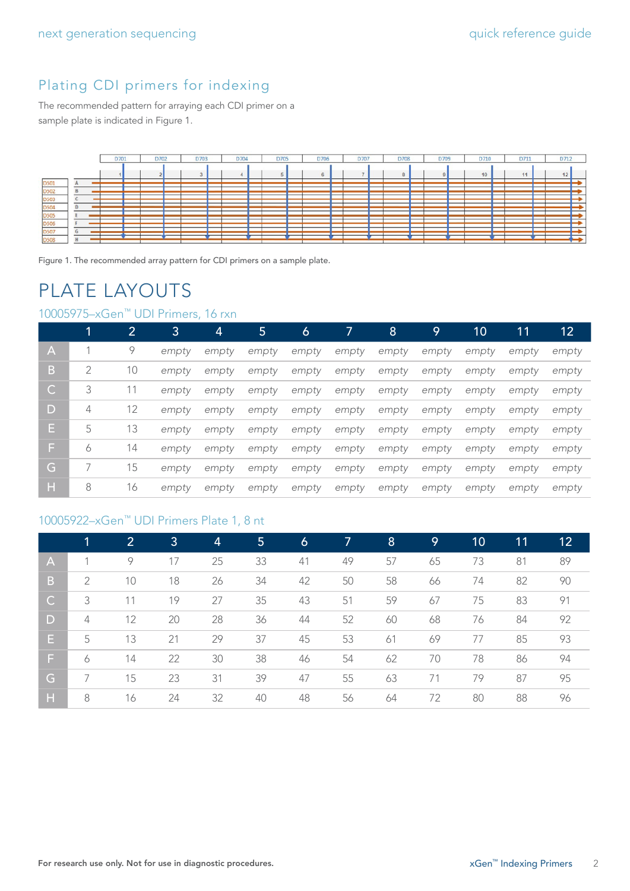## Plating CDI primers for indexing

The recommended pattern for arraying each CDI primer on a sample plate is indicated in Figure 1.

D701 D702 D703 D704 D705 D706 D707 D708 D709 D710 D711 D712

1 2 3 4 5 6 7 8 9 10 11 12

D501 A
D502 B
D503 C
D504 D
D505 E
D506 F
D507 G
D508 H

Figure 1. The recommended array pattern for CDI primers on a sample plate.

# PLATE LAYOUTS

### 10005975–xGen™ UDI Primers, 16 rxn

| | 1 | 2 | 3 | 4 | 5 | 6 | 7 | 8 | 9 | 10 | 11 | 12 |
|---|---|---|---|---|---|---|---|---|---|---|---|---|
| A | 1 | 9 | *empty* | *empty* | *empty* | *empty* | *empty* | *empty* | *empty* | *empty* | *empty* | *empty* |
| B | 2 | 10 | *empty* | *empty* | *empty* | *empty* | *empty* | *empty* | *empty* | *empty* | *empty* | *empty* |
| C | 3 | 11 | *empty* | *empty* | *empty* | *empty* | *empty* | *empty* | *empty* | *empty* | *empty* | *empty* |
| D | 4 | 12 | *empty* | *empty* | *empty* | *empty* | *empty* | *empty* | *empty* | *empty* | *empty* | *empty* |
| E | 5 | 13 | *empty* | *empty* | *empty* | *empty* | *empty* | *empty* | *empty* | *empty* | *empty* | *empty* |
| F | 6 | 14 | *empty* | *empty* | *empty* | *empty* | *empty* | *empty* | *empty* | *empty* | *empty* | *empty* |
| G | 7 | 15 | *empty* | *empty* | *empty* | *empty* | *empty* | *empty* | *empty* | *empty* | *empty* | *empty* |
| H | 8 | 16 | *empty* | *empty* | *empty* | *empty* | *empty* | *empty* | *empty* | *empty* | *empty* | *empty* |

### 10005922–xGen™ UDI Primers Plate 1, 8 nt

| | 1 | 2 | 3 | 4 | 5 | 6 | 7 | 8 | 9 | 10 | 11 | 12 |
|---|---|---|---|---|---|---|---|---|---|---|---|---|
| A | 1 | 9 | 17 | 25 | 33 | 41 | 49 | 57 | 65 | 73 | 81 | 89 |
| B | 2 | 10 | 18 | 26 | 34 | 42 | 50 | 58 | 66 | 74 | 82 | 90 |
| C | 3 | 11 | 19 | 27 | 35 | 43 | 51 | 59 | 67 | 75 | 83 | 91 |
| D | 4 | 12 | 20 | 28 | 36 | 44 | 52 | 60 | 68 | 76 | 84 | 92 |
| E | 5 | 13 | 21 | 29 | 37 | 45 | 53 | 61 | 69 | 77 | 85 | 93 |
| F | 6 | 14 | 22 | 30 | 38 | 46 | 54 | 62 | 70 | 78 | 86 | 94 |
| G | 7 | 15 | 23 | 31 | 39 | 47 | 55 | 63 | 71 | 79 | 87 | 95 |
| H | 8 | 16 | 24 | 32 | 40 | 48 | 56 | 64 | 72 | 80 | 88 | 96 |

**For research use only. Not for use in diagnostic procedures.**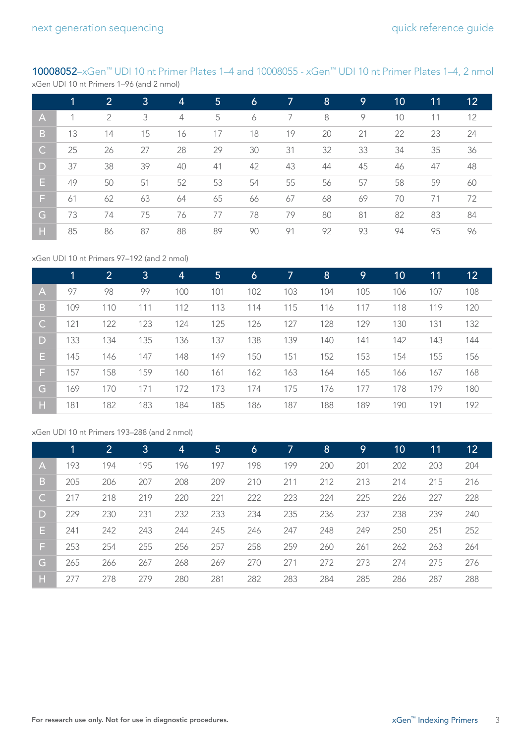## 10008052–xGen™ UDI 10 nt Primer Plates 1–4 and 10008055 - xGen™ UDI 10 nt Primer Plates 1–4, 2 nmol

xGen UDI 10 nt Primers 1–96 (and 2 nmol)

| | 1 | 2 | 3 | 4 | 5 | 6 | 7 | 8 | 9 | 10 | 11 | 12 |
|---|---|---|---|---|---|---|---|---|---|---|---|---|
| A | 1 | 2 | 3 | 4 | 5 | 6 | 7 | 8 | 9 | 10 | 11 | 12 |
| B | 13 | 14 | 15 | 16 | 17 | 18 | 19 | 20 | 21 | 22 | 23 | 24 |
| C | 25 | 26 | 27 | 28 | 29 | 30 | 31 | 32 | 33 | 34 | 35 | 36 |
| D | 37 | 38 | 39 | 40 | 41 | 42 | 43 | 44 | 45 | 46 | 47 | 48 |
| E | 49 | 50 | 51 | 52 | 53 | 54 | 55 | 56 | 57 | 58 | 59 | 60 |
| F | 61 | 62 | 63 | 64 | 65 | 66 | 67 | 68 | 69 | 70 | 71 | 72 |
| G | 73 | 74 | 75 | 76 | 77 | 78 | 79 | 80 | 81 | 82 | 83 | 84 |
| H | 85 | 86 | 87 | 88 | 89 | 90 | 91 | 92 | 93 | 94 | 95 | 96 |

xGen UDI 10 nt Primers 97–192 (and 2 nmol)

| | 1 | 2 | 3 | 4 | 5 | 6 | 7 | 8 | 9 | 10 | 11 | 12 |
|---|---|---|---|---|---|---|---|---|---|---|---|---|
| A | 97 | 98 | 99 | 100 | 101 | 102 | 103 | 104 | 105 | 106 | 107 | 108 |
| B | 109 | 110 | 111 | 112 | 113 | 114 | 115 | 116 | 117 | 118 | 119 | 120 |
| C | 121 | 122 | 123 | 124 | 125 | 126 | 127 | 128 | 129 | 130 | 131 | 132 |
| D | 133 | 134 | 135 | 136 | 137 | 138 | 139 | 140 | 141 | 142 | 143 | 144 |
| E | 145 | 146 | 147 | 148 | 149 | 150 | 151 | 152 | 153 | 154 | 155 | 156 |
| F | 157 | 158 | 159 | 160 | 161 | 162 | 163 | 164 | 165 | 166 | 167 | 168 |
| G | 169 | 170 | 171 | 172 | 173 | 174 | 175 | 176 | 177 | 178 | 179 | 180 |
| H | 181 | 182 | 183 | 184 | 185 | 186 | 187 | 188 | 189 | 190 | 191 | 192 |

xGen UDI 10 nt Primers 193–288 (and 2 nmol)

| | 1 | 2 | 3 | 4 | 5 | 6 | 7 | 8 | 9 | 10 | 11 | 12 |
|---|---|---|---|---|---|---|---|---|---|---|---|---|
| A | 193 | 194 | 195 | 196 | 197 | 198 | 199 | 200 | 201 | 202 | 203 | 204 |
| B | 205 | 206 | 207 | 208 | 209 | 210 | 211 | 212 | 213 | 214 | 215 | 216 |
| C | 217 | 218 | 219 | 220 | 221 | 222 | 223 | 224 | 225 | 226 | 227 | 228 |
| D | 229 | 230 | 231 | 232 | 233 | 234 | 235 | 236 | 237 | 238 | 239 | 240 |
| E | 241 | 242 | 243 | 244 | 245 | 246 | 247 | 248 | 249 | 250 | 251 | 252 |
| F | 253 | 254 | 255 | 256 | 257 | 258 | 259 | 260 | 261 | 262 | 263 | 264 |
| G | 265 | 266 | 267 | 268 | 269 | 270 | 271 | 272 | 273 | 274 | 275 | 276 |
| H | 277 | 278 | 279 | 280 | 281 | 282 | 283 | 284 | 285 | 286 | 287 | 288 |

**For research use only. Not for use in diagnostic procedures.**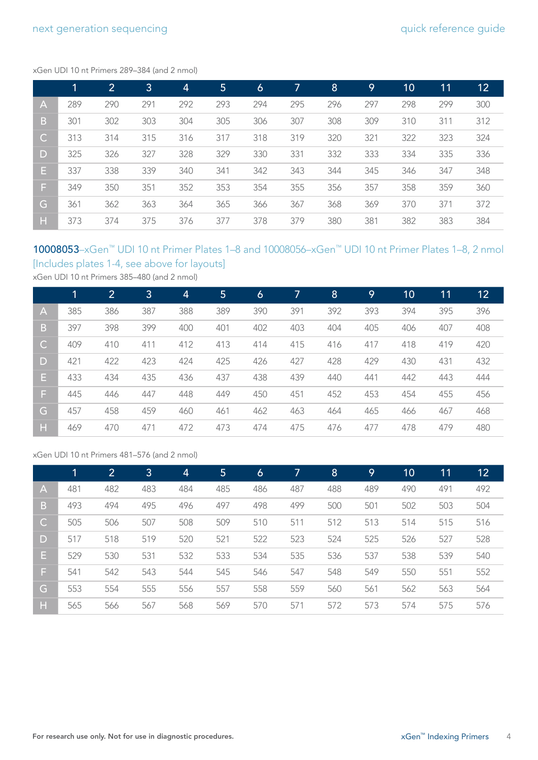xGen UDI 10 nt Primers 289–384 (and 2 nmol)

| | 1 | 2 | 3 | 4 | 5 | 6 | 7 | 8 | 9 | 10 | 11 | 12 |
|---|---|---|---|---|---|---|---|---|---|---|---|---|
| A | 289 | 290 | 291 | 292 | 293 | 294 | 295 | 296 | 297 | 298 | 299 | 300 |
| B | 301 | 302 | 303 | 304 | 305 | 306 | 307 | 308 | 309 | 310 | 311 | 312 |
| C | 313 | 314 | 315 | 316 | 317 | 318 | 319 | 320 | 321 | 322 | 323 | 324 |
| D | 325 | 326 | 327 | 328 | 329 | 330 | 331 | 332 | 333 | 334 | 335 | 336 |
| E | 337 | 338 | 339 | 340 | 341 | 342 | 343 | 344 | 345 | 346 | 347 | 348 |
| F | 349 | 350 | 351 | 352 | 353 | 354 | 355 | 356 | 357 | 358 | 359 | 360 |
| G | 361 | 362 | 363 | 364 | 365 | 366 | 367 | 368 | 369 | 370 | 371 | 372 |
| H | 373 | 374 | 375 | 376 | 377 | 378 | 379 | 380 | 381 | 382 | 383 | 384 |

## **10008053**–xGen™ UDI 10 nt Primer Plates 1–8 and 10008056–xGen™ UDI 10 nt Primer Plates 1–8, 2 nmol [Includes plates 1-4, see above for layouts]

xGen UDI 10 nt Primers 385–480 (and 2 nmol)

| | 1 | 2 | 3 | 4 | 5 | 6 | 7 | 8 | 9 | 10 | 11 | 12 |
|---|---|---|---|---|---|---|---|---|---|---|---|---|
| A | 385 | 386 | 387 | 388 | 389 | 390 | 391 | 392 | 393 | 394 | 395 | 396 |
| B | 397 | 398 | 399 | 400 | 401 | 402 | 403 | 404 | 405 | 406 | 407 | 408 |
| C | 409 | 410 | 411 | 412 | 413 | 414 | 415 | 416 | 417 | 418 | 419 | 420 |
| D | 421 | 422 | 423 | 424 | 425 | 426 | 427 | 428 | 429 | 430 | 431 | 432 |
| E | 433 | 434 | 435 | 436 | 437 | 438 | 439 | 440 | 441 | 442 | 443 | 444 |
| F | 445 | 446 | 447 | 448 | 449 | 450 | 451 | 452 | 453 | 454 | 455 | 456 |
| G | 457 | 458 | 459 | 460 | 461 | 462 | 463 | 464 | 465 | 466 | 467 | 468 |
| H | 469 | 470 | 471 | 472 | 473 | 474 | 475 | 476 | 477 | 478 | 479 | 480 |

xGen UDI 10 nt Primers 481–576 (and 2 nmol)

| | 1 | 2 | 3 | 4 | 5 | 6 | 7 | 8 | 9 | 10 | 11 | 12 |
|---|---|---|---|---|---|---|---|---|---|---|---|---|
| A | 481 | 482 | 483 | 484 | 485 | 486 | 487 | 488 | 489 | 490 | 491 | 492 |
| B | 493 | 494 | 495 | 496 | 497 | 498 | 499 | 500 | 501 | 502 | 503 | 504 |
| C | 505 | 506 | 507 | 508 | 509 | 510 | 511 | 512 | 513 | 514 | 515 | 516 |
| D | 517 | 518 | 519 | 520 | 521 | 522 | 523 | 524 | 525 | 526 | 527 | 528 |
| E | 529 | 530 | 531 | 532 | 533 | 534 | 535 | 536 | 537 | 538 | 539 | 540 |
| F | 541 | 542 | 543 | 544 | 545 | 546 | 547 | 548 | 549 | 550 | 551 | 552 |
| G | 553 | 554 | 555 | 556 | 557 | 558 | 559 | 560 | 561 | 562 | 563 | 564 |
| H | 565 | 566 | 567 | 568 | 569 | 570 | 571 | 572 | 573 | 574 | 575 | 576 |

**For research use only. Not for use in diagnostic procedures.**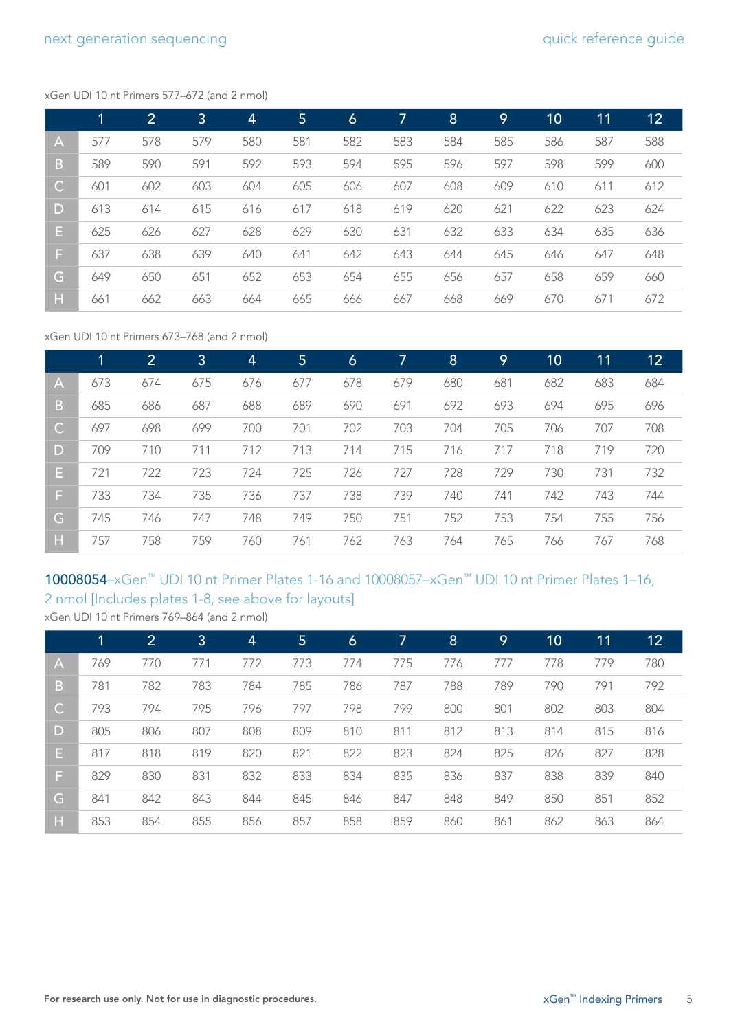xGen UDI 10 nt Primers 577–672 (and 2 nmol)

| | 1 | 2 | 3 | 4 | 5 | 6 | 7 | 8 | 9 | 10 | 11 | 12 |
|---|---|---|---|---|---|---|---|---|---|---|---|---|
| A | 577 | 578 | 579 | 580 | 581 | 582 | 583 | 584 | 585 | 586 | 587 | 588 |
| B | 589 | 590 | 591 | 592 | 593 | 594 | 595 | 596 | 597 | 598 | 599 | 600 |
| C | 601 | 602 | 603 | 604 | 605 | 606 | 607 | 608 | 609 | 610 | 611 | 612 |
| D | 613 | 614 | 615 | 616 | 617 | 618 | 619 | 620 | 621 | 622 | 623 | 624 |
| E | 625 | 626 | 627 | 628 | 629 | 630 | 631 | 632 | 633 | 634 | 635 | 636 |
| F | 637 | 638 | 639 | 640 | 641 | 642 | 643 | 644 | 645 | 646 | 647 | 648 |
| G | 649 | 650 | 651 | 652 | 653 | 654 | 655 | 656 | 657 | 658 | 659 | 660 |
| H | 661 | 662 | 663 | 664 | 665 | 666 | 667 | 668 | 669 | 670 | 671 | 672 |

xGen UDI 10 nt Primers 673–768 (and 2 nmol)

| | 1 | 2 | 3 | 4 | 5 | 6 | 7 | 8 | 9 | 10 | 11 | 12 |
|---|---|---|---|---|---|---|---|---|---|---|---|---|
| A | 673 | 674 | 675 | 676 | 677 | 678 | 679 | 680 | 681 | 682 | 683 | 684 |
| B | 685 | 686 | 687 | 688 | 689 | 690 | 691 | 692 | 693 | 694 | 695 | 696 |
| C | 697 | 698 | 699 | 700 | 701 | 702 | 703 | 704 | 705 | 706 | 707 | 708 |
| D | 709 | 710 | 711 | 712 | 713 | 714 | 715 | 716 | 717 | 718 | 719 | 720 |
| E | 721 | 722 | 723 | 724 | 725 | 726 | 727 | 728 | 729 | 730 | 731 | 732 |
| F | 733 | 734 | 735 | 736 | 737 | 738 | 739 | 740 | 741 | 742 | 743 | 744 |
| G | 745 | 746 | 747 | 748 | 749 | 750 | 751 | 752 | 753 | 754 | 755 | 756 |
| H | 757 | 758 | 759 | 760 | 761 | 762 | 763 | 764 | 765 | 766 | 767 | 768 |

## **10008054**–xGen™ UDI 10 nt Primer Plates 1-16 and 10008057–xGen™ UDI 10 nt Primer Plates 1–16, 2 nmol [Includes plates 1-8, see above for layouts]

xGen UDI 10 nt Primers 769–864 (and 2 nmol)

| | 1 | 2 | 3 | 4 | 5 | 6 | 7 | 8 | 9 | 10 | 11 | 12 |
|---|---|---|---|---|---|---|---|---|---|---|---|---|
| A | 769 | 770 | 771 | 772 | 773 | 774 | 775 | 776 | 777 | 778 | 779 | 780 |
| B | 781 | 782 | 783 | 784 | 785 | 786 | 787 | 788 | 789 | 790 | 791 | 792 |
| C | 793 | 794 | 795 | 796 | 797 | 798 | 799 | 800 | 801 | 802 | 803 | 804 |
| D | 805 | 806 | 807 | 808 | 809 | 810 | 811 | 812 | 813 | 814 | 815 | 816 |
| E | 817 | 818 | 819 | 820 | 821 | 822 | 823 | 824 | 825 | 826 | 827 | 828 |
| F | 829 | 830 | 831 | 832 | 833 | 834 | 835 | 836 | 837 | 838 | 839 | 840 |
| G | 841 | 842 | 843 | 844 | 845 | 846 | 847 | 848 | 849 | 850 | 851 | 852 |
| H | 853 | 854 | 855 | 856 | 857 | 858 | 859 | 860 | 861 | 862 | 863 | 864 |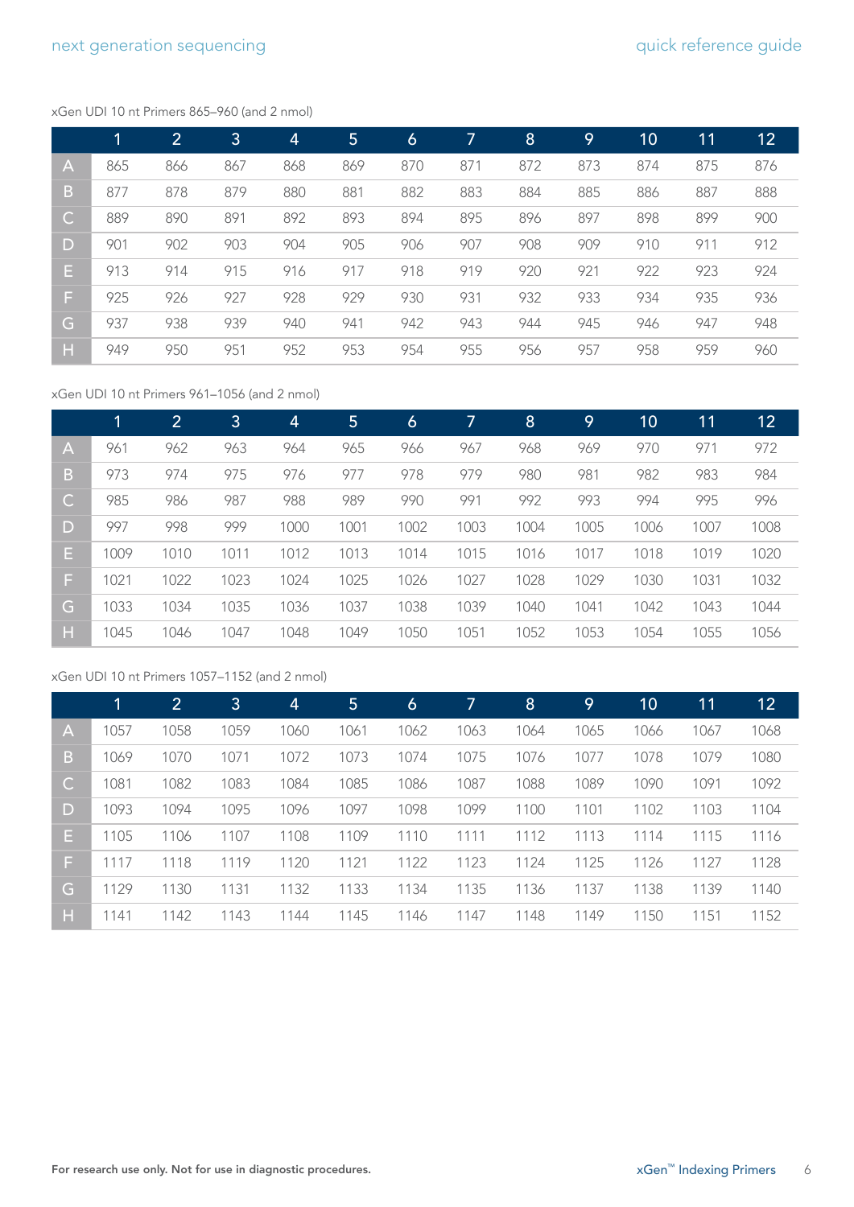xGen UDI 10 nt Primers 865–960 (and 2 nmol)

| | 1 | 2 | 3 | 4 | 5 | 6 | 7 | 8 | 9 | 10 | 11 | 12 |
|---|---|---|---|---|---|---|---|---|---|---|---|---|
| A | 865 | 866 | 867 | 868 | 869 | 870 | 871 | 872 | 873 | 874 | 875 | 876 |
| B | 877 | 878 | 879 | 880 | 881 | 882 | 883 | 884 | 885 | 886 | 887 | 888 |
| C | 889 | 890 | 891 | 892 | 893 | 894 | 895 | 896 | 897 | 898 | 899 | 900 |
| D | 901 | 902 | 903 | 904 | 905 | 906 | 907 | 908 | 909 | 910 | 911 | 912 |
| E | 913 | 914 | 915 | 916 | 917 | 918 | 919 | 920 | 921 | 922 | 923 | 924 |
| F | 925 | 926 | 927 | 928 | 929 | 930 | 931 | 932 | 933 | 934 | 935 | 936 |
| G | 937 | 938 | 939 | 940 | 941 | 942 | 943 | 944 | 945 | 946 | 947 | 948 |
| H | 949 | 950 | 951 | 952 | 953 | 954 | 955 | 956 | 957 | 958 | 959 | 960 |

xGen UDI 10 nt Primers 961–1056 (and 2 nmol)

| | 1 | 2 | 3 | 4 | 5 | 6 | 7 | 8 | 9 | 10 | 11 | 12 |
|---|---|---|---|---|---|---|---|---|---|---|---|---|
| A | 961 | 962 | 963 | 964 | 965 | 966 | 967 | 968 | 969 | 970 | 971 | 972 |
| B | 973 | 974 | 975 | 976 | 977 | 978 | 979 | 980 | 981 | 982 | 983 | 984 |
| C | 985 | 986 | 987 | 988 | 989 | 990 | 991 | 992 | 993 | 994 | 995 | 996 |
| D | 997 | 998 | 999 | 1000 | 1001 | 1002 | 1003 | 1004 | 1005 | 1006 | 1007 | 1008 |
| E | 1009 | 1010 | 1011 | 1012 | 1013 | 1014 | 1015 | 1016 | 1017 | 1018 | 1019 | 1020 |
| F | 1021 | 1022 | 1023 | 1024 | 1025 | 1026 | 1027 | 1028 | 1029 | 1030 | 1031 | 1032 |
| G | 1033 | 1034 | 1035 | 1036 | 1037 | 1038 | 1039 | 1040 | 1041 | 1042 | 1043 | 1044 |
| H | 1045 | 1046 | 1047 | 1048 | 1049 | 1050 | 1051 | 1052 | 1053 | 1054 | 1055 | 1056 |

xGen UDI 10 nt Primers 1057–1152 (and 2 nmol)

| | 1 | 2 | 3 | 4 | 5 | 6 | 7 | 8 | 9 | 10 | 11 | 12 |
|---|---|---|---|---|---|---|---|---|---|---|---|---|
| A | 1057 | 1058 | 1059 | 1060 | 1061 | 1062 | 1063 | 1064 | 1065 | 1066 | 1067 | 1068 |
| B | 1069 | 1070 | 1071 | 1072 | 1073 | 1074 | 1075 | 1076 | 1077 | 1078 | 1079 | 1080 |
| C | 1081 | 1082 | 1083 | 1084 | 1085 | 1086 | 1087 | 1088 | 1089 | 1090 | 1091 | 1092 |
| D | 1093 | 1094 | 1095 | 1096 | 1097 | 1098 | 1099 | 1100 | 1101 | 1102 | 1103 | 1104 |
| E | 1105 | 1106 | 1107 | 1108 | 1109 | 1110 | 1111 | 1112 | 1113 | 1114 | 1115 | 1116 |
| F | 1117 | 1118 | 1119 | 1120 | 1121 | 1122 | 1123 | 1124 | 1125 | 1126 | 1127 | 1128 |
| G | 1129 | 1130 | 1131 | 1132 | 1133 | 1134 | 1135 | 1136 | 1137 | 1138 | 1139 | 1140 |
| H | 1141 | 1142 | 1143 | 1144 | 1145 | 1146 | 1147 | 1148 | 1149 | 1150 | 1151 | 1152 |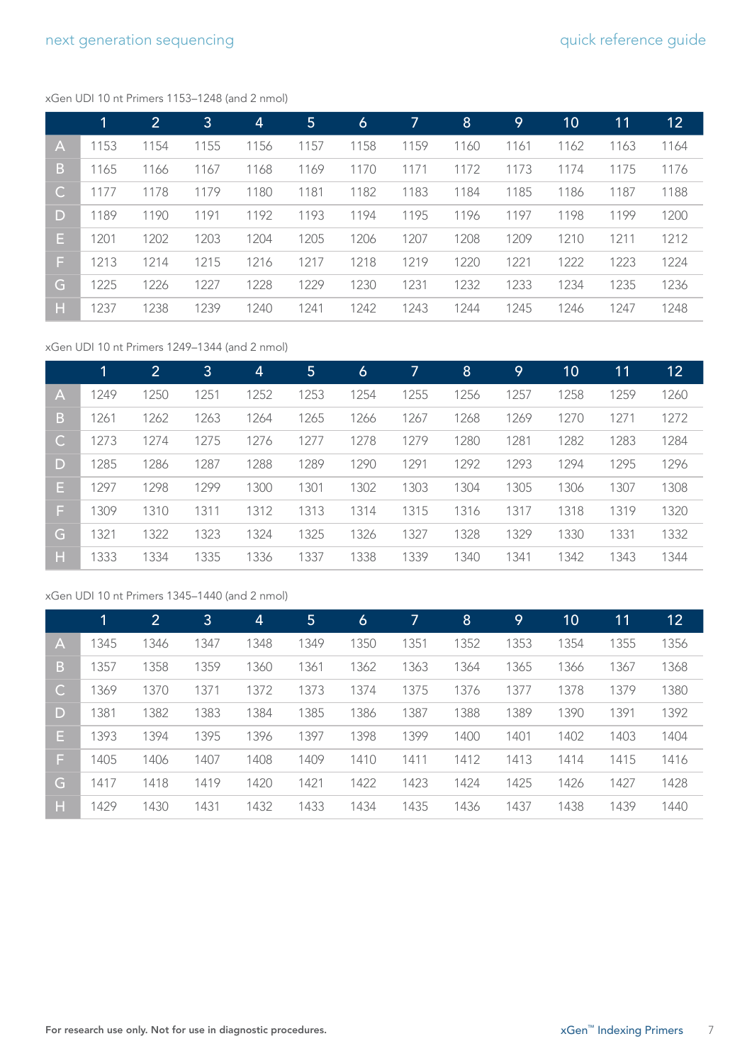xGen UDI 10 nt Primers 1153–1248 (and 2 nmol)

| | 1 | 2 | 3 | 4 | 5 | 6 | 7 | 8 | 9 | 10 | 11 | 12 |
|---|---|---|---|---|---|---|---|---|---|---|---|---|
| A | 1153 | 1154 | 1155 | 1156 | 1157 | 1158 | 1159 | 1160 | 1161 | 1162 | 1163 | 1164 |
| B | 1165 | 1166 | 1167 | 1168 | 1169 | 1170 | 1171 | 1172 | 1173 | 1174 | 1175 | 1176 |
| C | 1177 | 1178 | 1179 | 1180 | 1181 | 1182 | 1183 | 1184 | 1185 | 1186 | 1187 | 1188 |
| D | 1189 | 1190 | 1191 | 1192 | 1193 | 1194 | 1195 | 1196 | 1197 | 1198 | 1199 | 1200 |
| E | 1201 | 1202 | 1203 | 1204 | 1205 | 1206 | 1207 | 1208 | 1209 | 1210 | 1211 | 1212 |
| F | 1213 | 1214 | 1215 | 1216 | 1217 | 1218 | 1219 | 1220 | 1221 | 1222 | 1223 | 1224 |
| G | 1225 | 1226 | 1227 | 1228 | 1229 | 1230 | 1231 | 1232 | 1233 | 1234 | 1235 | 1236 |
| H | 1237 | 1238 | 1239 | 1240 | 1241 | 1242 | 1243 | 1244 | 1245 | 1246 | 1247 | 1248 |

xGen UDI 10 nt Primers 1249–1344 (and 2 nmol)

| | 1 | 2 | 3 | 4 | 5 | 6 | 7 | 8 | 9 | 10 | 11 | 12 |
|---|---|---|---|---|---|---|---|---|---|---|---|---|
| A | 1249 | 1250 | 1251 | 1252 | 1253 | 1254 | 1255 | 1256 | 1257 | 1258 | 1259 | 1260 |
| B | 1261 | 1262 | 1263 | 1264 | 1265 | 1266 | 1267 | 1268 | 1269 | 1270 | 1271 | 1272 |
| C | 1273 | 1274 | 1275 | 1276 | 1277 | 1278 | 1279 | 1280 | 1281 | 1282 | 1283 | 1284 |
| D | 1285 | 1286 | 1287 | 1288 | 1289 | 1290 | 1291 | 1292 | 1293 | 1294 | 1295 | 1296 |
| E | 1297 | 1298 | 1299 | 1300 | 1301 | 1302 | 1303 | 1304 | 1305 | 1306 | 1307 | 1308 |
| F | 1309 | 1310 | 1311 | 1312 | 1313 | 1314 | 1315 | 1316 | 1317 | 1318 | 1319 | 1320 |
| G | 1321 | 1322 | 1323 | 1324 | 1325 | 1326 | 1327 | 1328 | 1329 | 1330 | 1331 | 1332 |
| H | 1333 | 1334 | 1335 | 1336 | 1337 | 1338 | 1339 | 1340 | 1341 | 1342 | 1343 | 1344 |

xGen UDI 10 nt Primers 1345–1440 (and 2 nmol)

| | 1 | 2 | 3 | 4 | 5 | 6 | 7 | 8 | 9 | 10 | 11 | 12 |
|---|---|---|---|---|---|---|---|---|---|---|---|---|
| A | 1345 | 1346 | 1347 | 1348 | 1349 | 1350 | 1351 | 1352 | 1353 | 1354 | 1355 | 1356 |
| B | 1357 | 1358 | 1359 | 1360 | 1361 | 1362 | 1363 | 1364 | 1365 | 1366 | 1367 | 1368 |
| C | 1369 | 1370 | 1371 | 1372 | 1373 | 1374 | 1375 | 1376 | 1377 | 1378 | 1379 | 1380 |
| D | 1381 | 1382 | 1383 | 1384 | 1385 | 1386 | 1387 | 1388 | 1389 | 1390 | 1391 | 1392 |
| E | 1393 | 1394 | 1395 | 1396 | 1397 | 1398 | 1399 | 1400 | 1401 | 1402 | 1403 | 1404 |
| F | 1405 | 1406 | 1407 | 1408 | 1409 | 1410 | 1411 | 1412 | 1413 | 1414 | 1415 | 1416 |
| G | 1417 | 1418 | 1419 | 1420 | 1421 | 1422 | 1423 | 1424 | 1425 | 1426 | 1427 | 1428 |
| H | 1429 | 1430 | 1431 | 1432 | 1433 | 1434 | 1435 | 1436 | 1437 | 1438 | 1439 | 1440 |

**For research use only. Not for use in diagnostic procedures.**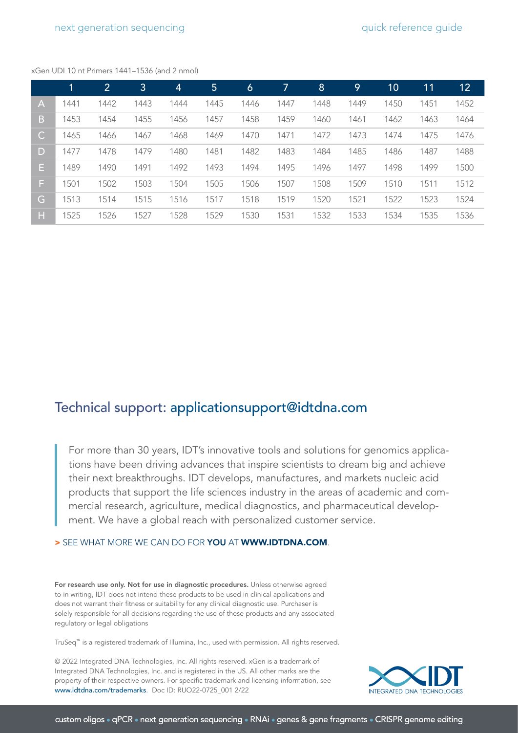xGen UDI 10 nt Primers 1441–1536 (and 2 nmol)

| | 1 | 2 | 3 | 4 | 5 | 6 | 7 | 8 | 9 | 10 | 11 | 12 |
|---|---|---|---|---|---|---|---|---|---|---|---|---|
| A | 1441 | 1442 | 1443 | 1444 | 1445 | 1446 | 1447 | 1448 | 1449 | 1450 | 1451 | 1452 |
| B | 1453 | 1454 | 1455 | 1456 | 1457 | 1458 | 1459 | 1460 | 1461 | 1462 | 1463 | 1464 |
| C | 1465 | 1466 | 1467 | 1468 | 1469 | 1470 | 1471 | 1472 | 1473 | 1474 | 1475 | 1476 |
| D | 1477 | 1478 | 1479 | 1480 | 1481 | 1482 | 1483 | 1484 | 1485 | 1486 | 1487 | 1488 |
| E | 1489 | 1490 | 1491 | 1492 | 1493 | 1494 | 1495 | 1496 | 1497 | 1498 | 1499 | 1500 |
| F | 1501 | 1502 | 1503 | 1504 | 1505 | 1506 | 1507 | 1508 | 1509 | 1510 | 1511 | 1512 |
| G | 1513 | 1514 | 1515 | 1516 | 1517 | 1518 | 1519 | 1520 | 1521 | 1522 | 1523 | 1524 |
| H | 1525 | 1526 | 1527 | 1528 | 1529 | 1530 | 1531 | 1532 | 1533 | 1534 | 1535 | 1536 |

## Technical support: applicationsupport@idtdna.com

For more than 30 years, IDT's innovative tools and solutions for genomics applications have been driving advances that inspire scientists to dream big and achieve their next breakthroughs. IDT develops, manufactures, and markets nucleic acid products that support the life sciences industry in the areas of academic and commercial research, agriculture, medical diagnostics, and pharmaceutical development. We have a global reach with personalized customer service.

> SEE WHAT MORE WE CAN DO FOR **YOU** AT **WWW.IDTDNA.COM**.

**For research use only. Not for use in diagnostic procedures.** Unless otherwise agreed to in writing, IDT does not intend these products to be used in clinical applications and does not warrant their fitness or suitability for any clinical diagnostic use. Purchaser is solely responsible for all decisions regarding the use of these products and any associated regulatory or legal obligations

TruSeq™ is a registered trademark of Illumina, Inc., used with permission. All rights reserved.

© 2022 Integrated DNA Technologies, Inc. All rights reserved. xGen is a trademark of Integrated DNA Technologies, Inc. and is registered in the US. All other marks are the property of their respective owners. For specific trademark and licensing information, see www.idtdna.com/trademarks. Doc ID: RUO22-0725_001 2/22

INTEGRATED DNA TECHNOLOGIES

custom oligos • qPCR • next generation sequencing • RNAi • genes & gene fragments • CRISPR genome editing